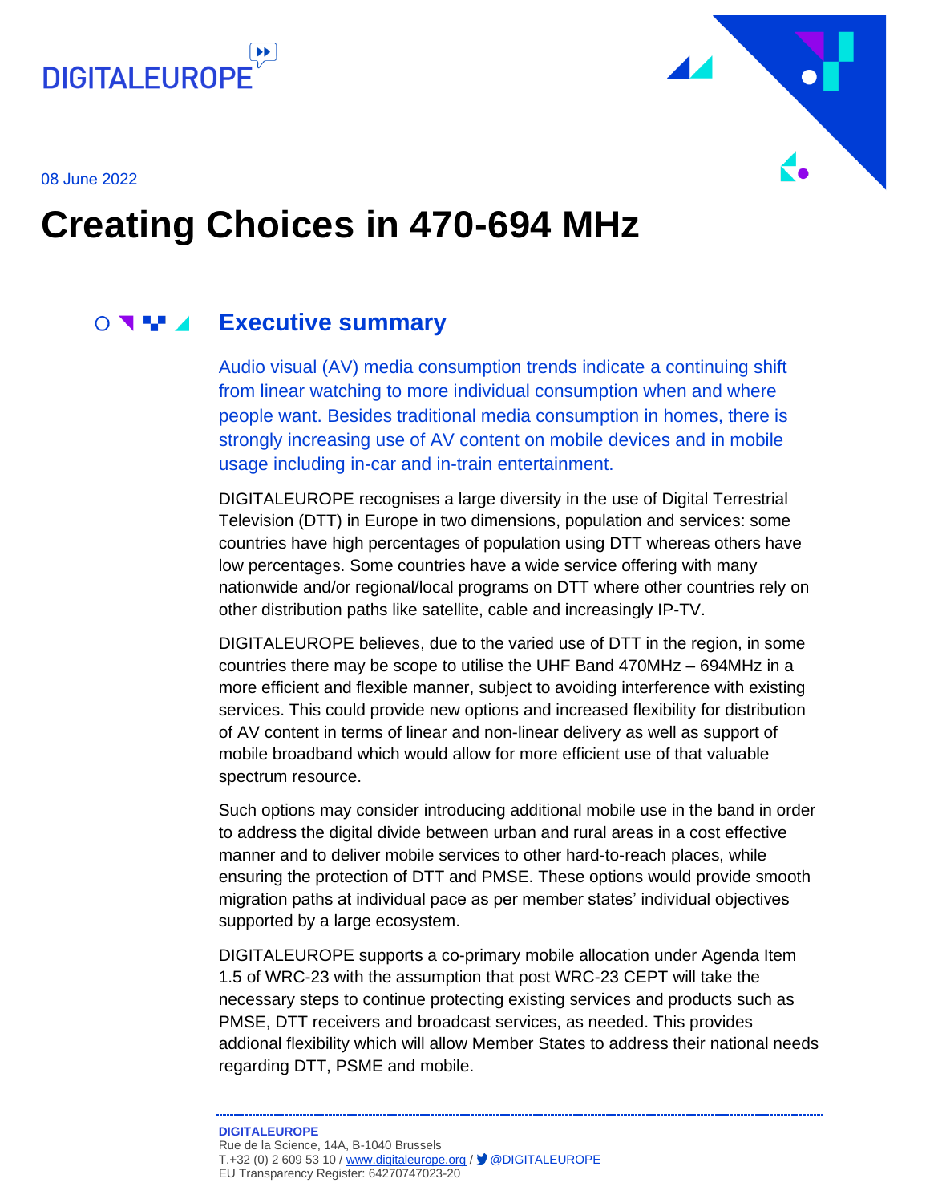DIGITALEUROPE

08 June 2022

# Creating Choices in 470-694 MHz

## Executive summary

Audio visual (AV) media consumption trends indicate a continuing shift from linear watching to more individual consumption when and where people want. Besides traditional media consumption in homes, there is strongly increasing use of AV content on mobile devices and in mobile usage including in-car and in-train entertainment.

DIGITALEUROPE recognises a large diversity in the use of Digital Terrestrial Television (DTT) in Europe in two dimensions, population and services: some countries have high percentages of population using DTT whereas others have low percentages. Some countries have a wide service offering with many nationwide and/or regional/local programs on DTT where other countries rely on other distribution paths like satellite, cable and increasingly IP-TV.

DIGITALEUROPE believes, due to the varied use of DTT in the region, in some countries there may be scope to utilise the UHF Band 470MHz – 694MHz in a more efficient and flexible manner, subject to avoiding interference with existing services. This could provide new options and increased flexibility for distribution of AV content in terms of linear and non-linear delivery as well as support of mobile broadband which would allow for more efficient use of that valuable spectrum resource.

Such options may consider introducing additional mobile use in the band in order to address the digital divide between urban and rural areas in a cost effective manner and to deliver mobile services to other hard-to-reach places, while ensuring the protection of DTT and PMSE. These options would provide smooth migration paths at individual pace as per member states' individual objectives supported by a large ecosystem.

DIGITALEUROPE supports a co-primary mobile allocation under Agenda Item 1.5 of WRC-23 with the assumption that post WRC-23 CEPT will take the necessary steps to continue protecting existing services and products such as PMSE, DTT receivers and broadcast services, as needed. This provides addional flexibility which will allow Member States to address their national needs regarding DTT, PSME and mobile.

**DIGITALEUROPE**
Rue de la Science, 14A, B-1040 Brussels
T.+32 (0) 2 609 53 10 / www.digitaleurope.org / @DIGITALEUROPE
EU Transparency Register: 64270747023-20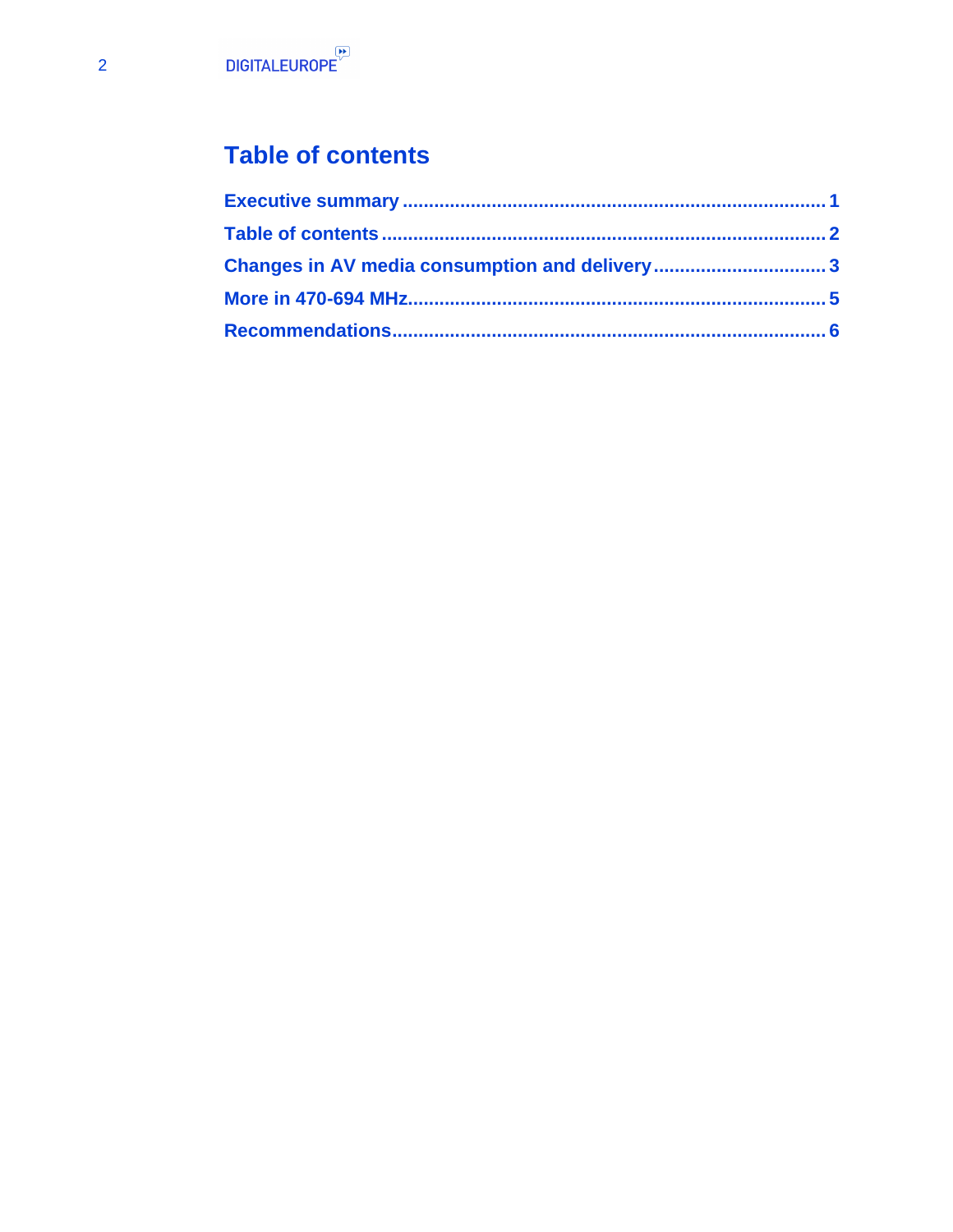# Table of contents

Executive summary ........................................................................ 1

Table of contents ........................................................................... 2

Changes in AV media consumption and delivery ................................ 3

More in 470-694 MHz ..................................................................... 5

Recommendations ......................................................................... 6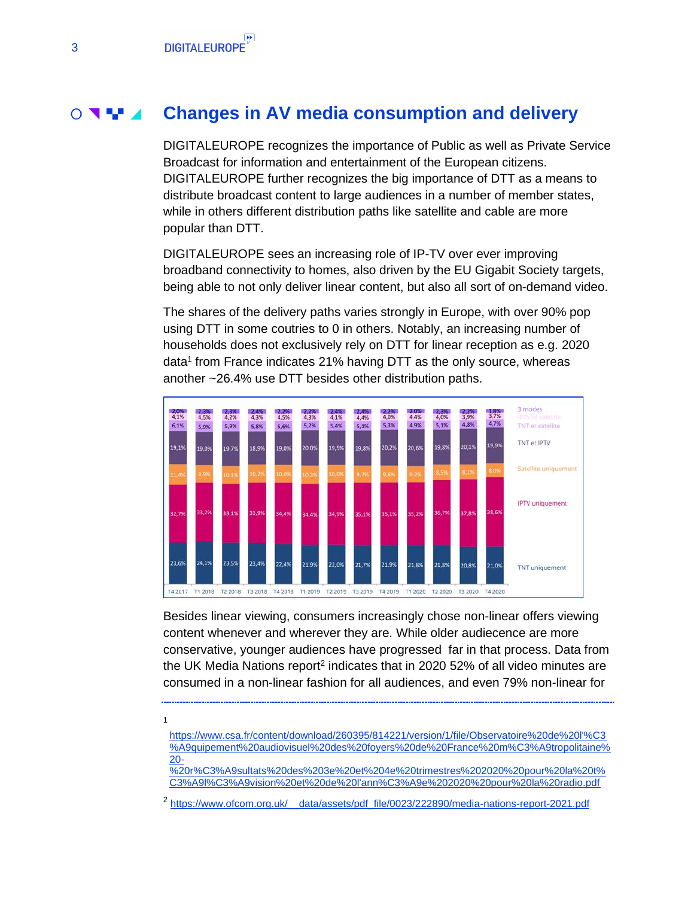# Changes in AV media consumption and delivery

DIGITALEUROPE recognizes the importance of Public as well as Private Service Broadcast for information and entertainment of the European citizens. DIGITALEUROPE further recognizes the big importance of DTT as a means to distribute broadcast content to large audiences in a number of member states, while in others different distribution paths like satellite and cable are more popular than DTT.

DIGITALEUROPE sees an increasing role of IP-TV over ever improving broadband connectivity to homes, also driven by the EU Gigabit Society targets, being able to not only deliver linear content, but also all sort of on-demand video.

The shares of the delivery paths varies strongly in Europe, with over 90% pop using DTT in some coutries to 0 in others. Notably, an increasing number of households does not exclusively rely on DTT for linear reception as e.g. 2020 data[1] from France indicates 21% having DTT as the only source, whereas another ~26.4% use DTT besides other distribution paths.

Besides linear viewing, consumers increasingly chose non-linear offers viewing content whenever and wherever they are. While older audiecence are more conservative, younger audiences have progressed far in that process. Data from the UK Media Nations report[2] indicates that in 2020 52% of all video minutes are consumed in a non-linear fashion for all audiences, and even 79% non-linear for

---

[1] https://www.csa.fr/content/download/260395/814221/version/1/file/Observatoire%20de%20l'%C3%A9quipement%20audiovisuel%20des%20foyers%20de%20France%20m%C3%A9tropolitaine%20-%20r%C3%A9sultats%20des%203e%20et%204e%20trimestres%202020%20pour%20la%20t%C3%A9l%C3%A9vision%20et%20de%20l'ann%C3%A9e%202020%20pour%20la%20radio.pdf

[2] https://www.ofcom.org.uk/__data/assets/pdf_file/0023/222890/media-nations-report-2021.pdf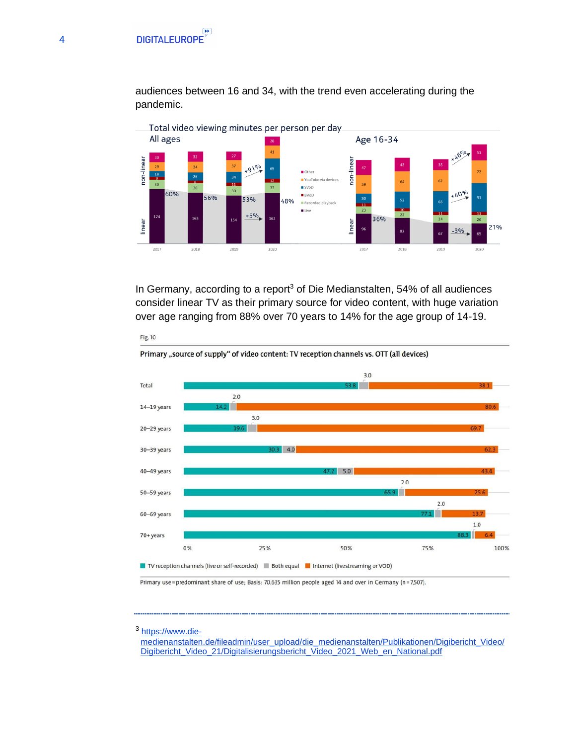audiences between 16 and 34, with the trend even accelerating during the pandemic.

Total video viewing minutes per person per day

In Germany, according to a report[3] of Die Medianstalten, 54% of all audiences consider linear TV as their primary source for video content, with huge variation over age ranging from 88% over 70 years to 14% for the age group of 14-19.

Fig. 10

Primary „source of supply“ of video content: TV reception channels vs. OTT (all devices)

| | TV reception channels (live or self-recorded) | Both equal | Internet (livestreaming or VOD) |
|---|---|---|---|
| Total | 53.8 | 3.0 | 38.1 |
| 14–19 years | 14.2 | 2.0 | 80.6 |
| 20–29 years | 19.6 | 3.0 | 69.7 |
| 30–39 years | 30.3 | 4.0 | 62.3 |
| 40–49 years | 47.2 | 5.0 | 43.4 |
| 50–59 years | 65.9 | 2.0 | 25.6 |
| 60–69 years | 77.1 | 2.0 | 13.7 |
| 70+ years | 88.3 | 1.0 | 6.4 |

Primary use = predominant share of use; Basis: 70.635 million people aged 14 and over in Germany (n = 7,507).

---

[3] https://www.die-medienanstalten.de/fileadmin/user_upload/die_medienanstalten/Publikationen/Digibericht_Video/Digibericht_Video_21/Digitalisierungsbericht_Video_2021_Web_en_National.pdf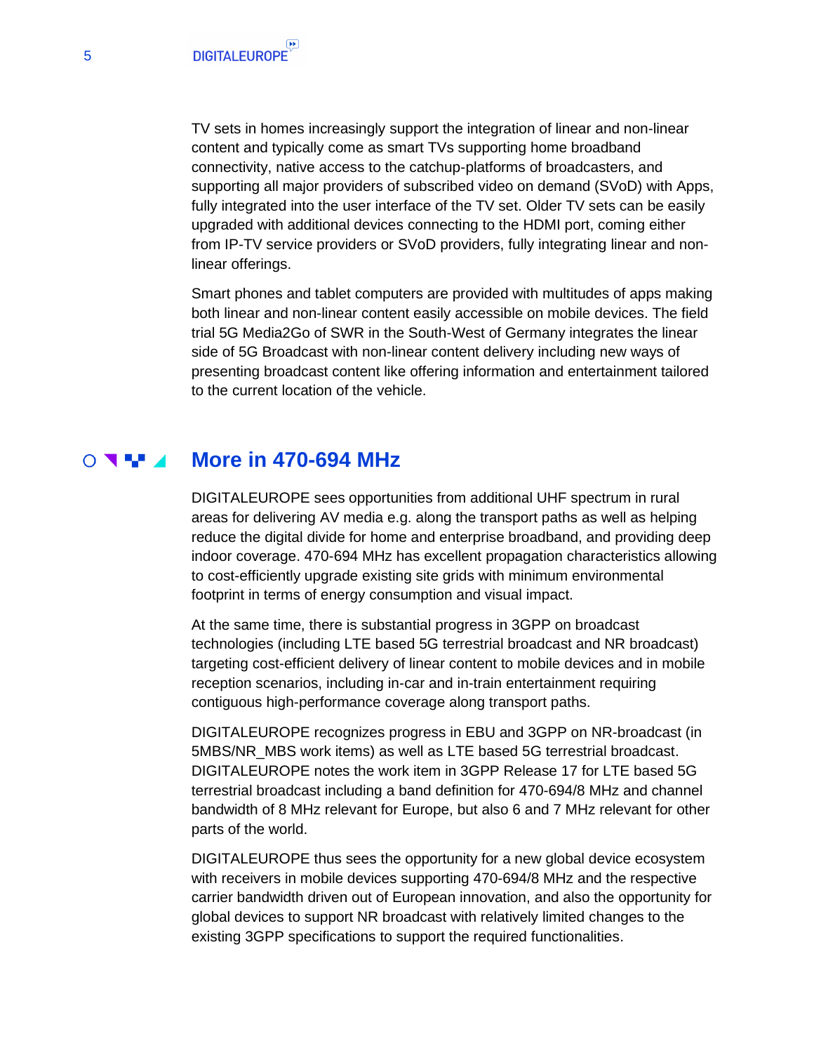TV sets in homes increasingly support the integration of linear and non-linear content and typically come as smart TVs supporting home broadband connectivity, native access to the catchup-platforms of broadcasters, and supporting all major providers of subscribed video on demand (SVoD) with Apps, fully integrated into the user interface of the TV set. Older TV sets can be easily upgraded with additional devices connecting to the HDMI port, coming either from IP-TV service providers or SVoD providers, fully integrating linear and non-linear offerings.

Smart phones and tablet computers are provided with multitudes of apps making both linear and non-linear content easily accessible on mobile devices. The field trial 5G Media2Go of SWR in the South-West of Germany integrates the linear side of 5G Broadcast with non-linear content delivery including new ways of presenting broadcast content like offering information and entertainment tailored to the current location of the vehicle.

## More in 470-694 MHz

DIGITALEUROPE sees opportunities from additional UHF spectrum in rural areas for delivering AV media e.g. along the transport paths as well as helping reduce the digital divide for home and enterprise broadband, and providing deep indoor coverage. 470-694 MHz has excellent propagation characteristics allowing to cost-efficiently upgrade existing site grids with minimum environmental footprint in terms of energy consumption and visual impact.

At the same time, there is substantial progress in 3GPP on broadcast technologies (including LTE based 5G terrestrial broadcast and NR broadcast) targeting cost-efficient delivery of linear content to mobile devices and in mobile reception scenarios, including in-car and in-train entertainment requiring contiguous high-performance coverage along transport paths.

DIGITALEUROPE recognizes progress in EBU and 3GPP on NR-broadcast (in 5MBS/NR_MBS work items) as well as LTE based 5G terrestrial broadcast. DIGITALEUROPE notes the work item in 3GPP Release 17 for LTE based 5G terrestrial broadcast including a band definition for 470-694/8 MHz and channel bandwidth of 8 MHz relevant for Europe, but also 6 and 7 MHz relevant for other parts of the world.

DIGITALEUROPE thus sees the opportunity for a new global device ecosystem with receivers in mobile devices supporting 470-694/8 MHz and the respective carrier bandwidth driven out of European innovation, and also the opportunity for global devices to support NR broadcast with relatively limited changes to the existing 3GPP specifications to support the required functionalities.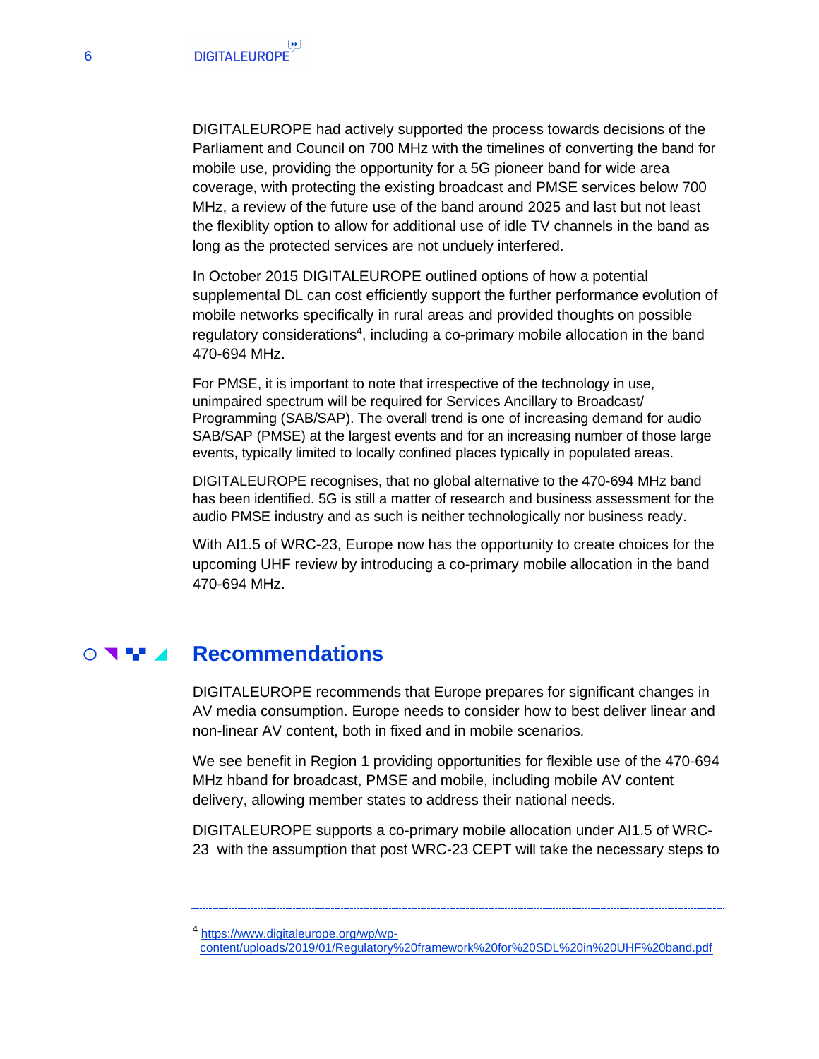DIGITALEUROPE had actively supported the process towards decisions of the Parliament and Council on 700 MHz with the timelines of converting the band for mobile use, providing the opportunity for a 5G pioneer band for wide area coverage, with protecting the existing broadcast and PMSE services below 700 MHz, a review of the future use of the band around 2025 and last but not least the flexiblity option to allow for additional use of idle TV channels in the band as long as the protected services are not unduely interfered.

In October 2015 DIGITALEUROPE outlined options of how a potential supplemental DL can cost efficiently support the further performance evolution of mobile networks specifically in rural areas and provided thoughts on possible regulatory considerations[4], including a co-primary mobile allocation in the band 470-694 MHz.

For PMSE, it is important to note that irrespective of the technology in use, unimpaired spectrum will be required for Services Ancillary to Broadcast/ Programming (SAB/SAP). The overall trend is one of increasing demand for audio SAB/SAP (PMSE) at the largest events and for an increasing number of those large events, typically limited to locally confined places typically in populated areas.

DIGITALEUROPE recognises, that no global alternative to the 470-694 MHz band has been identified. 5G is still a matter of research and business assessment for the audio PMSE industry and as such is neither technologically nor business ready.

With AI1.5 of WRC-23, Europe now has the opportunity to create choices for the upcoming UHF review by introducing a co-primary mobile allocation in the band 470-694 MHz.

## Recommendations

DIGITALEUROPE recommends that Europe prepares for significant changes in AV media consumption. Europe needs to consider how to best deliver linear and non-linear AV content, both in fixed and in mobile scenarios.

We see benefit in Region 1 providing opportunities for flexible use of the 470-694 MHz hband for broadcast, PMSE and mobile, including mobile AV content delivery, allowing member states to address their national needs.

DIGITALEUROPE supports a co-primary mobile allocation under AI1.5 of WRC-23 with the assumption that post WRC-23 CEPT will take the necessary steps to

---

[4] https://www.digitaleurope.org/wp/wp-content/uploads/2019/01/Regulatory%20framework%20for%20SDL%20in%20UHF%20band.pdf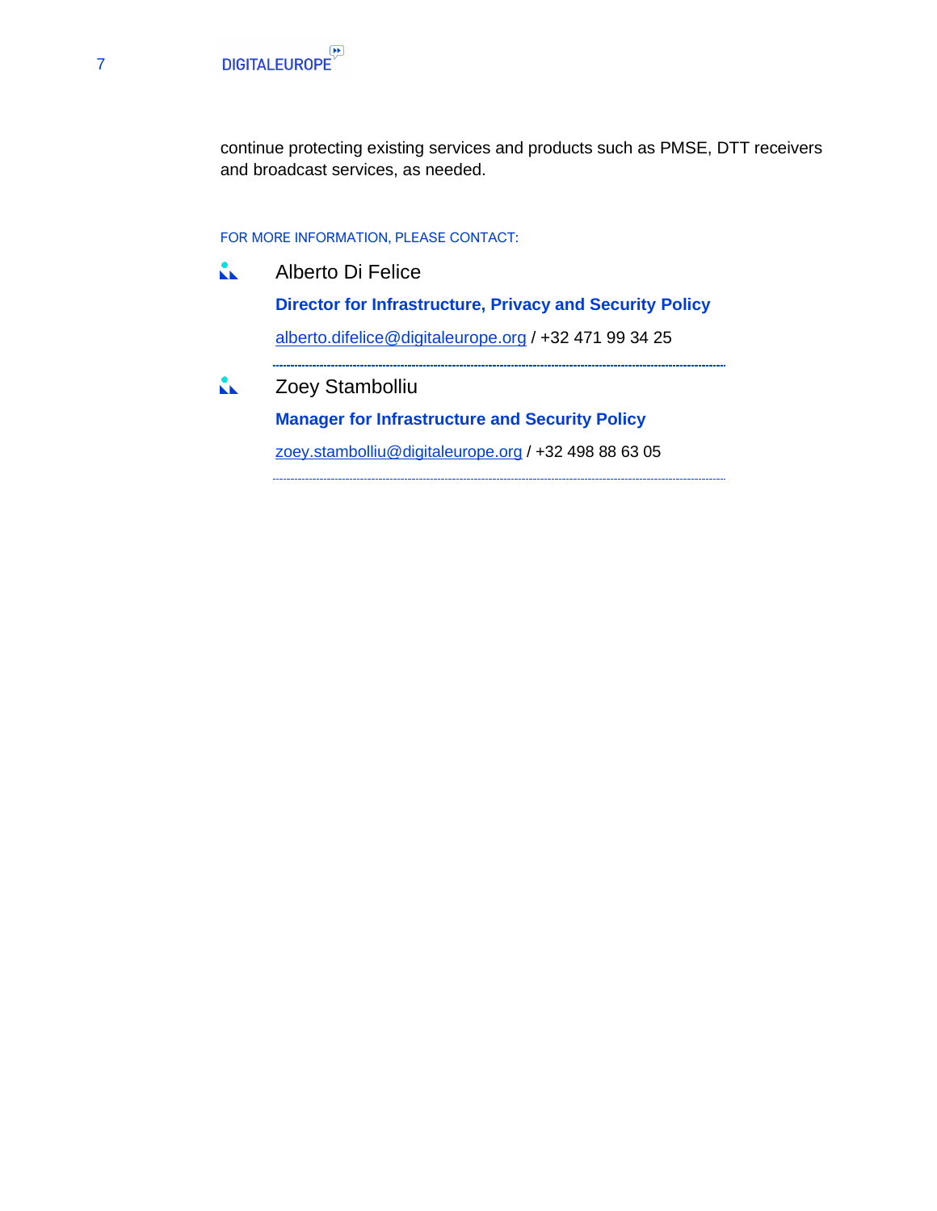continue protecting existing services and products such as PMSE, DTT receivers and broadcast services, as needed.

FOR MORE INFORMATION, PLEASE CONTACT:

Alberto Di Felice

**Director for Infrastructure, Privacy and Security Policy**

alberto.difelice@digitaleurope.org / +32 471 99 34 25

---

Zoey Stambolliu

**Manager for Infrastructure and Security Policy**

zoey.stambolliu@digitaleurope.org / +32 498 88 63 05

---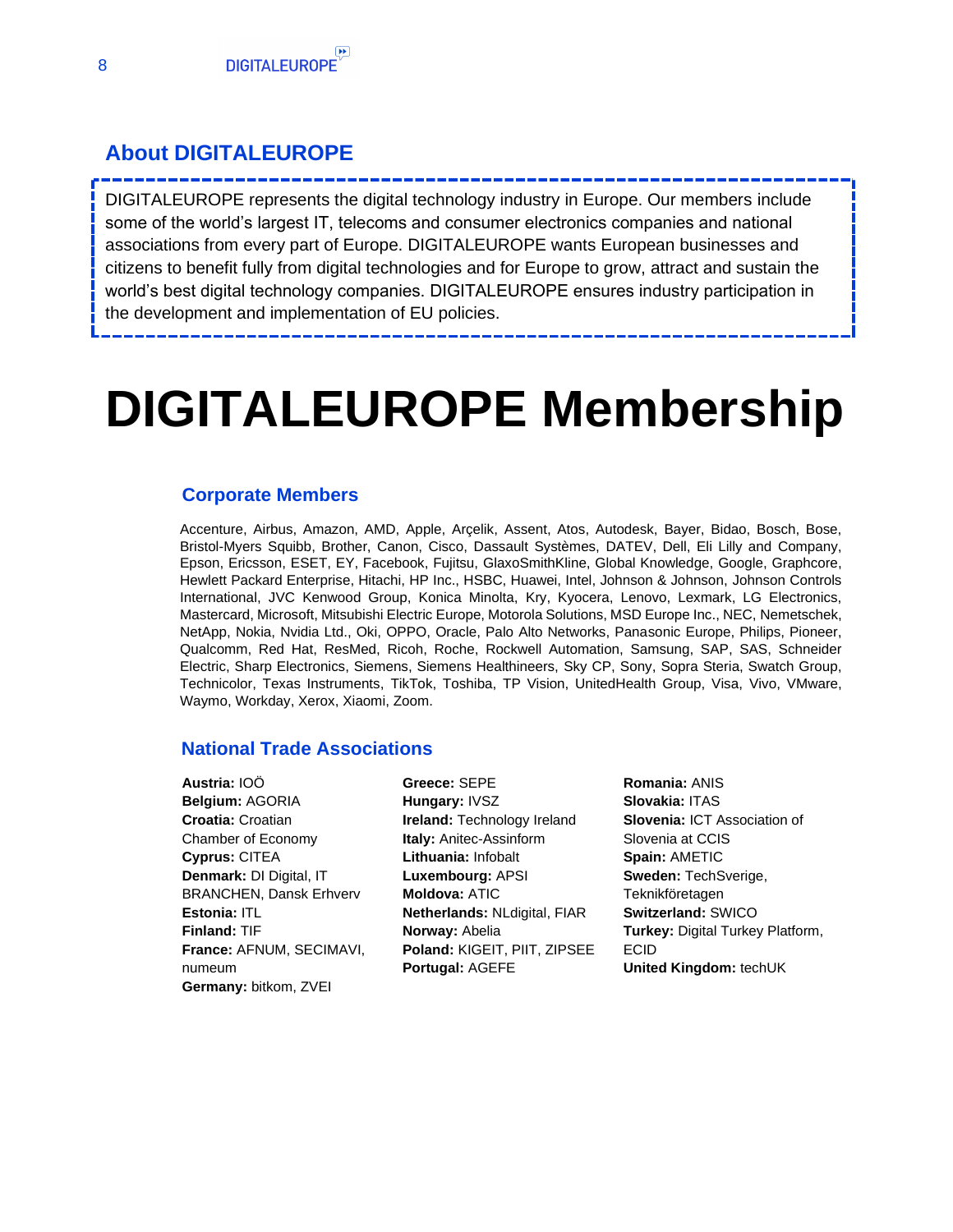## About DIGITALEUROPE

DIGITALEUROPE represents the digital technology industry in Europe. Our members include some of the world's largest IT, telecoms and consumer electronics companies and national associations from every part of Europe. DIGITALEUROPE wants European businesses and citizens to benefit fully from digital technologies and for Europe to grow, attract and sustain the world's best digital technology companies. DIGITALEUROPE ensures industry participation in the development and implementation of EU policies.

# DIGITALEUROPE Membership

### Corporate Members

Accenture, Airbus, Amazon, AMD, Apple, Arçelik, Assent, Atos, Autodesk, Bayer, Bidao, Bosch, Bose, Bristol-Myers Squibb, Brother, Canon, Cisco, Dassault Systèmes, DATEV, Dell, Eli Lilly and Company, Epson, Ericsson, ESET, EY, Facebook, Fujitsu, GlaxoSmithKline, Global Knowledge, Google, Graphcore, Hewlett Packard Enterprise, Hitachi, HP Inc., HSBC, Huawei, Intel, Johnson & Johnson, Johnson Controls International, JVC Kenwood Group, Konica Minolta, Kry, Kyocera, Lenovo, Lexmark, LG Electronics, Mastercard, Microsoft, Mitsubishi Electric Europe, Motorola Solutions, MSD Europe Inc., NEC, Nemetschek, NetApp, Nokia, Nvidia Ltd., Oki, OPPO, Oracle, Palo Alto Networks, Panasonic Europe, Philips, Pioneer, Qualcomm, Red Hat, ResMed, Ricoh, Roche, Rockwell Automation, Samsung, SAP, SAS, Schneider Electric, Sharp Electronics, Siemens, Siemens Healthineers, Sky CP, Sony, Sopra Steria, Swatch Group, Technicolor, Texas Instruments, TikTok, Toshiba, TP Vision, UnitedHealth Group, Visa, Vivo, VMware, Waymo, Workday, Xerox, Xiaomi, Zoom.

### National Trade Associations

**Austria:** IOÖ
**Belgium:** AGORIA
**Croatia:** Croatian Chamber of Economy
**Cyprus:** CITEA
**Denmark:** DI Digital, IT BRANCHEN, Dansk Erhverv
**Estonia:** ITL
**Finland:** TIF
**France:** AFNUM, SECIMAVI, numeum
**Germany:** bitkom, ZVEI
**Greece:** SEPE
**Hungary:** IVSZ
**Ireland:** Technology Ireland
**Italy:** Anitec-Assinform
**Lithuania:** Infobalt
**Luxembourg:** APSI
**Moldova:** ATIC
**Netherlands:** NLdigital, FIAR
**Norway:** Abelia
**Poland:** KIGEIT, PIIT, ZIPSEE
**Portugal:** AGEFE
**Romania:** ANIS
**Slovakia:** ITAS
**Slovenia:** ICT Association of Slovenia at CCIS
**Spain:** AMETIC
**Sweden:** TechSverige, Teknikföretagen
**Switzerland:** SWICO
**Turkey:** Digital Turkey Platform, ECID
**United Kingdom:** techUK